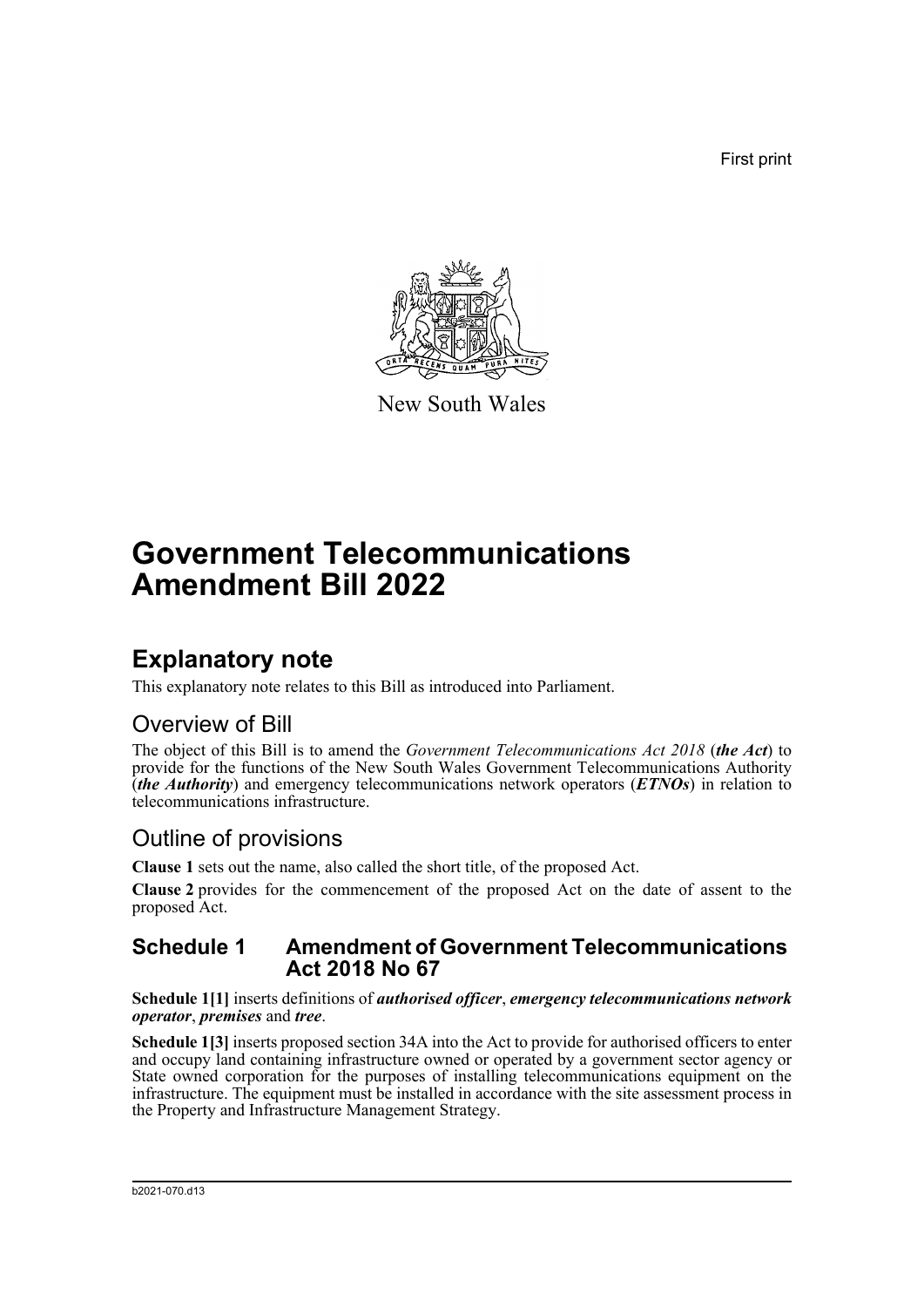First print

New South Wales

# Government Telecommunications Amendment Bill 2022

## Explanatory note

This explanatory note relates to this Bill as introduced into Parliament.

### Overview of Bill

The object of this Bill is to amend the *Government Telecommunications Act 2018* (***the Act***) to provide for the functions of the New South Wales Government Telecommunications Authority (***the Authority***) and emergency telecommunications network operators (***ETNOs***) in relation to telecommunications infrastructure.

### Outline of provisions

**Clause 1** sets out the name, also called the short title, of the proposed Act.

**Clause 2** provides for the commencement of the proposed Act on the date of assent to the proposed Act.

#### Schedule 1 Amendment of Government Telecommunications Act 2018 No 67

**Schedule 1[1]** inserts definitions of ***authorised officer***, ***emergency telecommunications network operator***, ***premises*** and ***tree***.

**Schedule 1[3]** inserts proposed section 34A into the Act to provide for authorised officers to enter and occupy land containing infrastructure owned or operated by a government sector agency or State owned corporation for the purposes of installing telecommunications equipment on the infrastructure. The equipment must be installed in accordance with the site assessment process in the Property and Infrastructure Management Strategy.

b2021-070.d13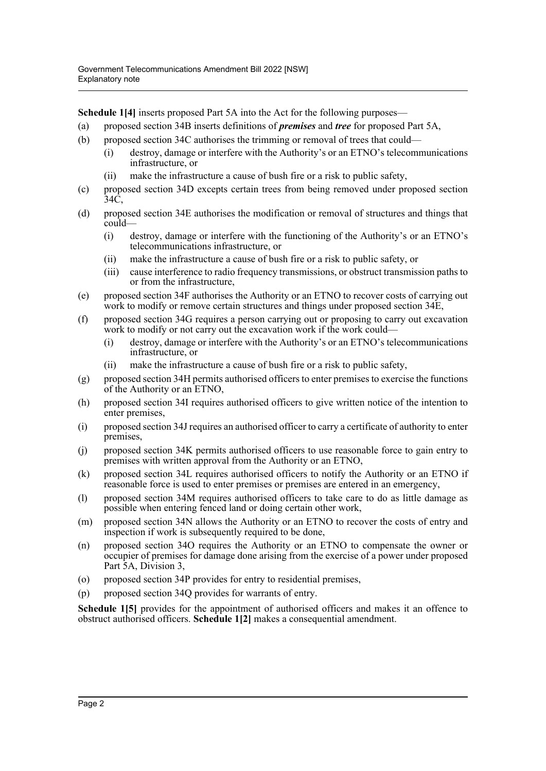**Schedule 1[4]** inserts proposed Part 5A into the Act for the following purposes—

(a) proposed section 34B inserts definitions of ***premises*** and ***tree*** for proposed Part 5A,

(b) proposed section 34C authorises the trimming or removal of trees that could—

  (i) destroy, damage or interfere with the Authority's or an ETNO's telecommunications infrastructure, or

  (ii) make the infrastructure a cause of bush fire or a risk to public safety,

(c) proposed section 34D excepts certain trees from being removed under proposed section 34C,

(d) proposed section 34E authorises the modification or removal of structures and things that could—

  (i) destroy, damage or interfere with the functioning of the Authority's or an ETNO's telecommunications infrastructure, or

  (ii) make the infrastructure a cause of bush fire or a risk to public safety, or

  (iii) cause interference to radio frequency transmissions, or obstruct transmission paths to or from the infrastructure,

(e) proposed section 34F authorises the Authority or an ETNO to recover costs of carrying out work to modify or remove certain structures and things under proposed section 34E,

(f) proposed section 34G requires a person carrying out or proposing to carry out excavation work to modify or not carry out the excavation work if the work could—

  (i) destroy, damage or interfere with the Authority's or an ETNO's telecommunications infrastructure, or

  (ii) make the infrastructure a cause of bush fire or a risk to public safety,

(g) proposed section 34H permits authorised officers to enter premises to exercise the functions of the Authority or an ETNO,

(h) proposed section 34I requires authorised officers to give written notice of the intention to enter premises,

(i) proposed section 34J requires an authorised officer to carry a certificate of authority to enter premises,

(j) proposed section 34K permits authorised officers to use reasonable force to gain entry to premises with written approval from the Authority or an ETNO,

(k) proposed section 34L requires authorised officers to notify the Authority or an ETNO if reasonable force is used to enter premises or premises are entered in an emergency,

(l) proposed section 34M requires authorised officers to take care to do as little damage as possible when entering fenced land or doing certain other work,

(m) proposed section 34N allows the Authority or an ETNO to recover the costs of entry and inspection if work is subsequently required to be done,

(n) proposed section 34O requires the Authority or an ETNO to compensate the owner or occupier of premises for damage done arising from the exercise of a power under proposed Part 5A, Division 3,

(o) proposed section 34P provides for entry to residential premises,

(p) proposed section 34Q provides for warrants of entry.

**Schedule 1[5]** provides for the appointment of authorised officers and makes it an offence to obstruct authorised officers. **Schedule 1[2]** makes a consequential amendment.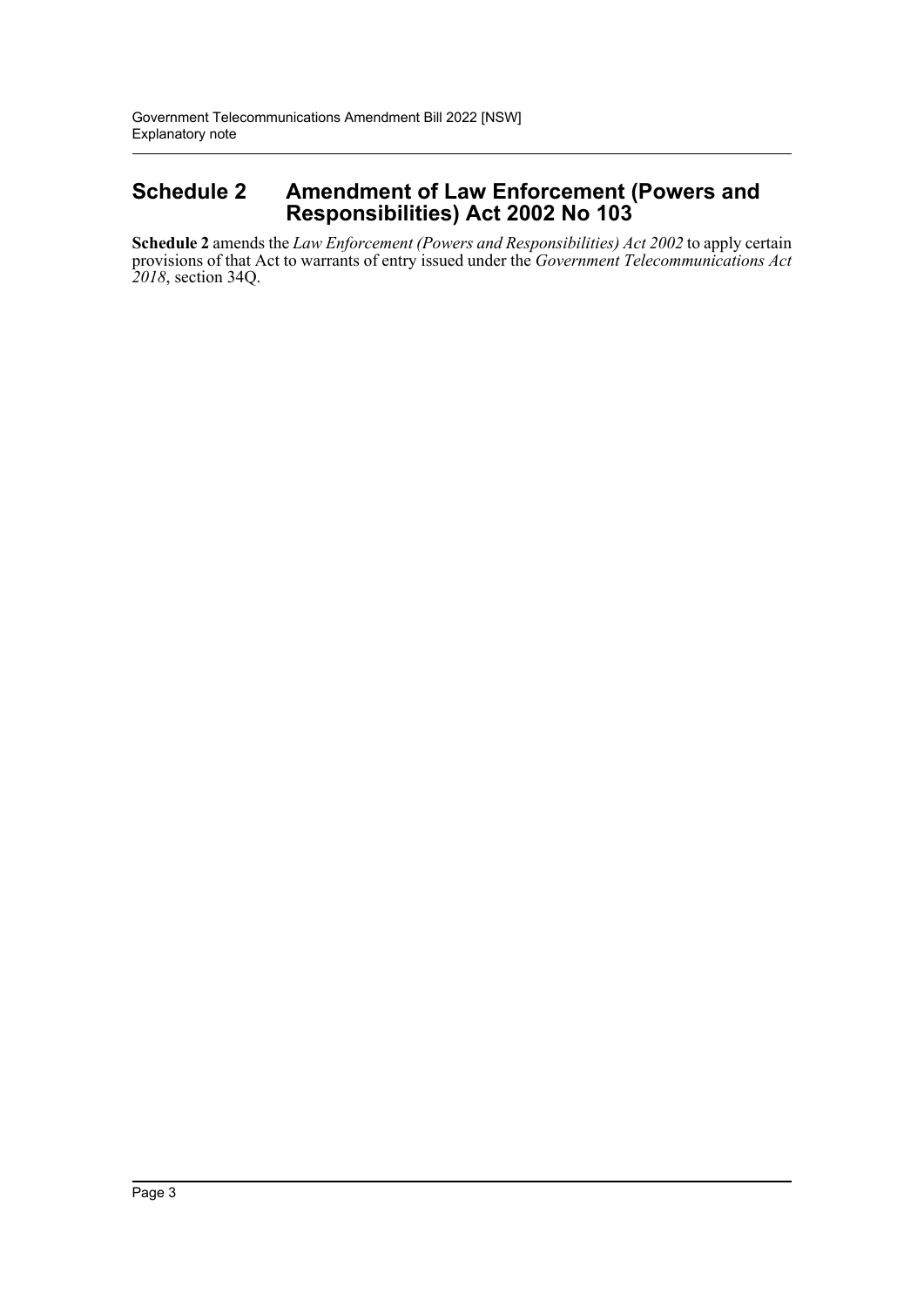## Schedule 2 Amendment of Law Enforcement (Powers and Responsibilities) Act 2002 No 103

**Schedule 2** amends the *Law Enforcement (Powers and Responsibilities) Act 2002* to apply certain provisions of that Act to warrants of entry issued under the *Government Telecommunications Act 2018*, section 34Q.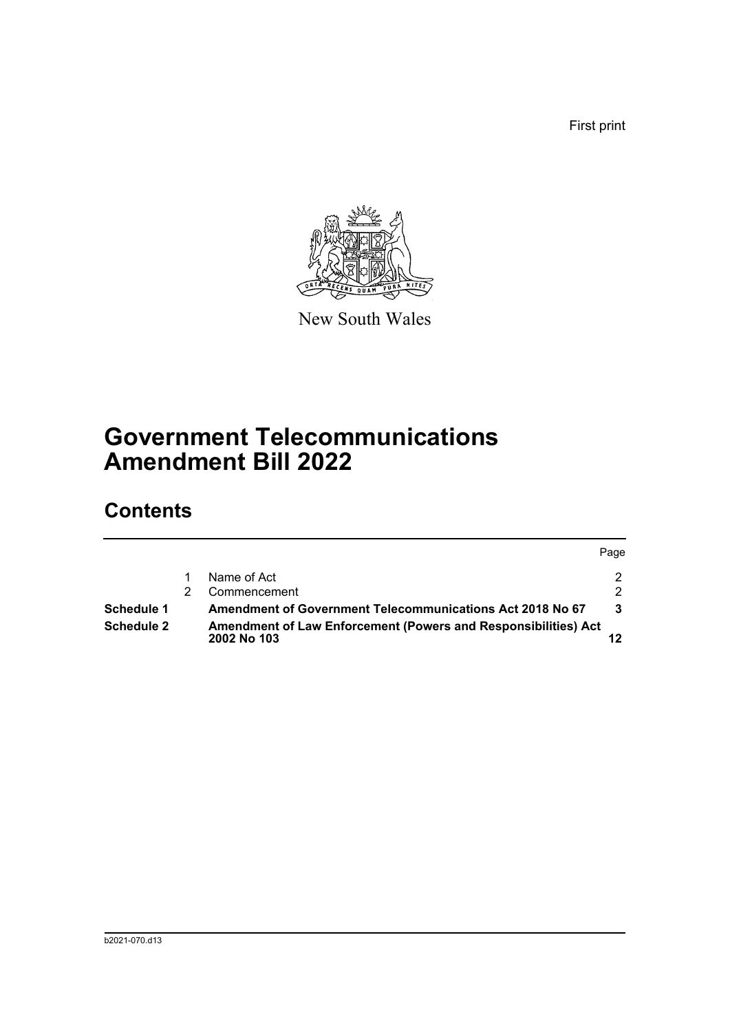First print

New South Wales

# Government Telecommunications Amendment Bill 2022

## Contents

| | | | Page |
|---|---|---|---|
| | 1 | Name of Act | 2 |
| | 2 | Commencement | 2 |
| **Schedule 1** | | **Amendment of Government Telecommunications Act 2018 No 67** | **3** |
| **Schedule 2** | | **Amendment of Law Enforcement (Powers and Responsibilities) Act 2002 No 103** | **12** |

b2021-070.d13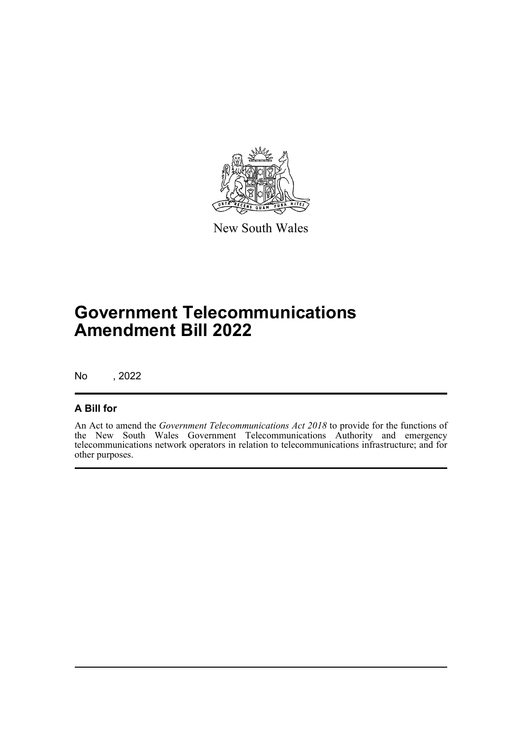New South Wales

# Government Telecommunications Amendment Bill 2022

No , 2022

## A Bill for

An Act to amend the *Government Telecommunications Act 2018* to provide for the functions of the New South Wales Government Telecommunications Authority and emergency telecommunications network operators in relation to telecommunications infrastructure; and for other purposes.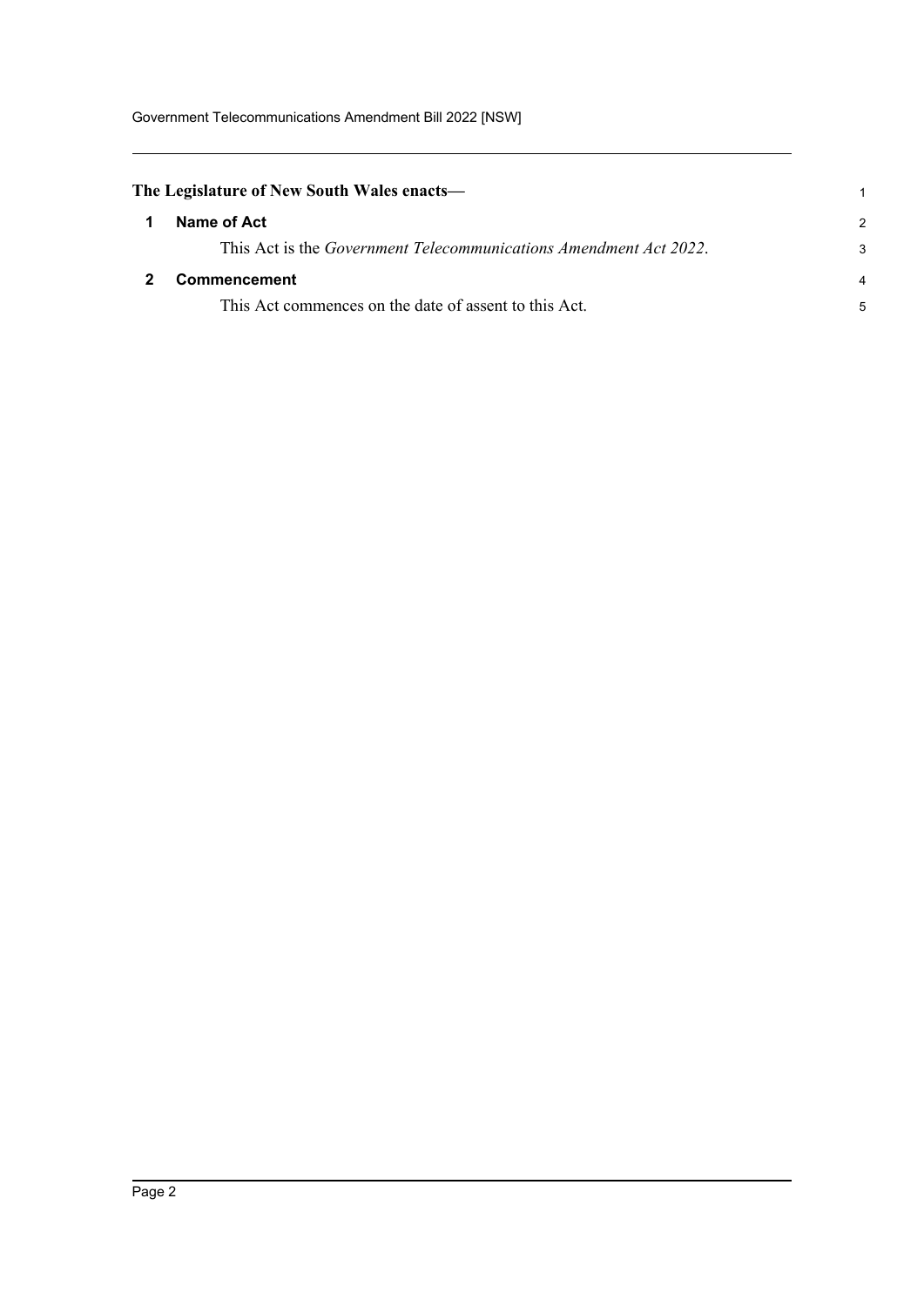**The Legislature of New South Wales enacts—**

## 1 Name of Act

This Act is the *Government Telecommunications Amendment Act 2022*.

## 2 Commencement

This Act commences on the date of assent to this Act.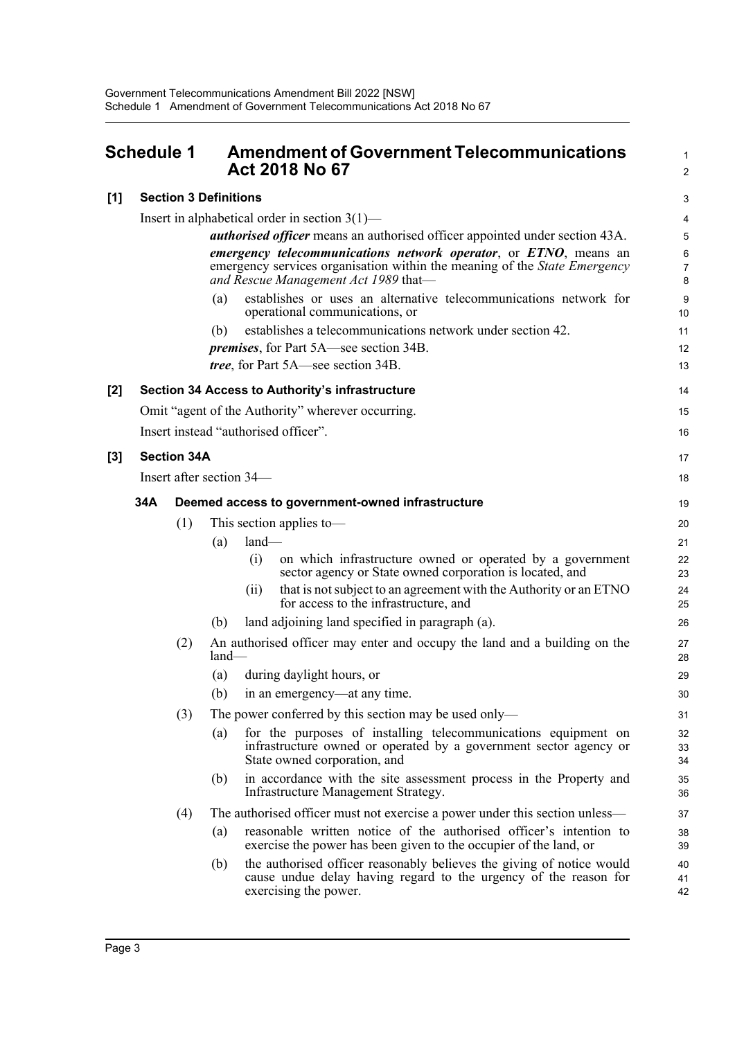## Schedule 1 Amendment of Government Telecommunications Act 2018 No 67

### [1] Section 3 Definitions

Insert in alphabetical order in section 3(1)—

***authorised officer*** means an authorised officer appointed under section 43A.

***emergency telecommunications network operator***, or ***ETNO***, means an emergency services organisation within the meaning of the *State Emergency and Rescue Management Act 1989* that—

(a) establishes or uses an alternative telecommunications network for operational communications, or

(b) establishes a telecommunications network under section 42.

***premises***, for Part 5A—see section 34B.

***tree***, for Part 5A—see section 34B.

### [2] Section 34 Access to Authority's infrastructure

Omit "agent of the Authority" wherever occurring.

Insert instead "authorised officer".

### [3] Section 34A

Insert after section 34—

#### 34A Deemed access to government-owned infrastructure

(1) This section applies to—

(a) land—

(i) on which infrastructure owned or operated by a government sector agency or State owned corporation is located, and

(ii) that is not subject to an agreement with the Authority or an ETNO for access to the infrastructure, and

(b) land adjoining land specified in paragraph (a).

(2) An authorised officer may enter and occupy the land and a building on the land—

(a) during daylight hours, or

(b) in an emergency—at any time.

(3) The power conferred by this section may be used only—

(a) for the purposes of installing telecommunications equipment on infrastructure owned or operated by a government sector agency or State owned corporation, and

(b) in accordance with the site assessment process in the Property and Infrastructure Management Strategy.

(4) The authorised officer must not exercise a power under this section unless—

(a) reasonable written notice of the authorised officer's intention to exercise the power has been given to the occupier of the land, or

(b) the authorised officer reasonably believes the giving of notice would cause undue delay having regard to the urgency of the reason for exercising the power.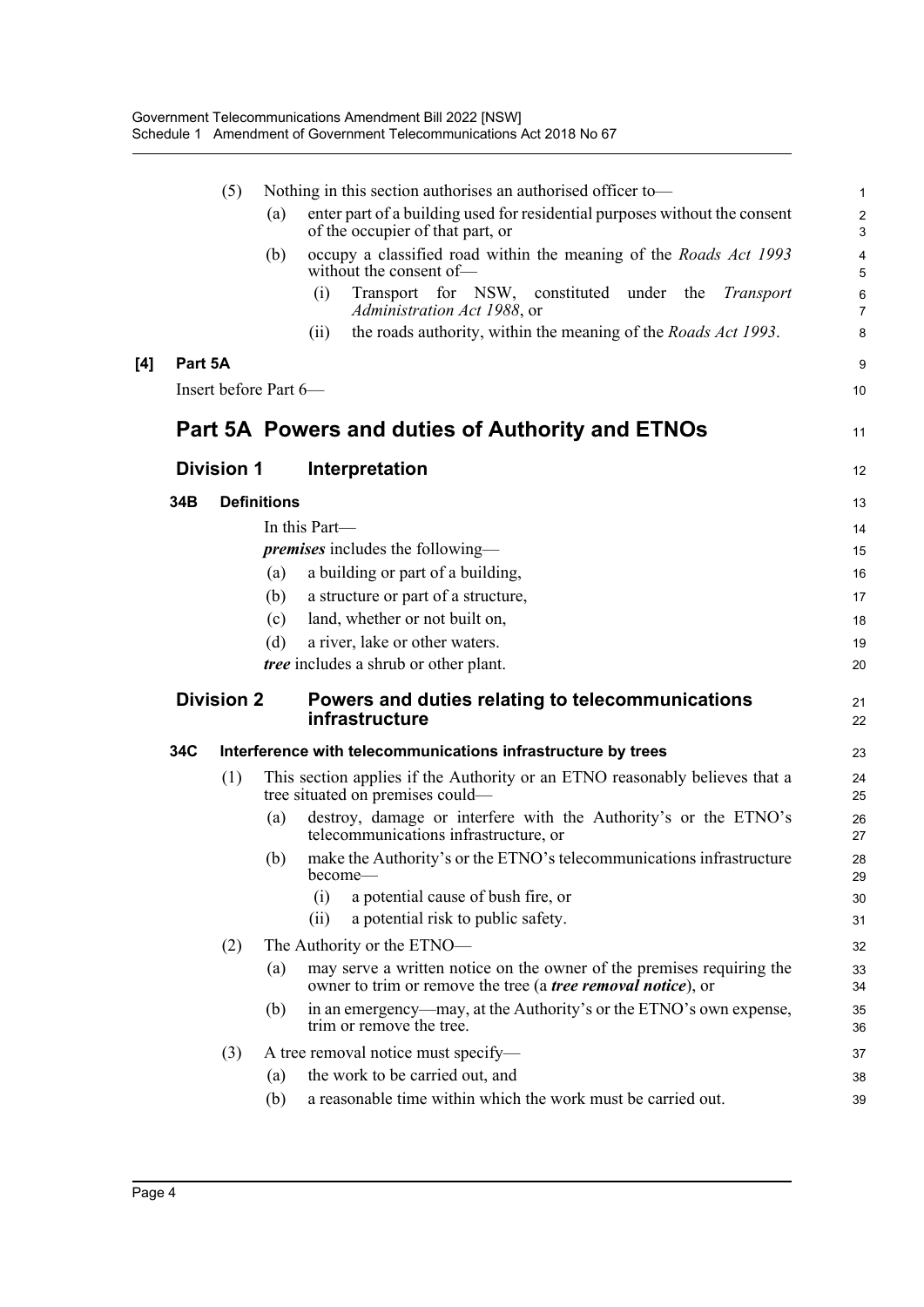(5) Nothing in this section authorises an authorised officer to—

(a) enter part of a building used for residential purposes without the consent of the occupier of that part, or

(b) occupy a classified road within the meaning of the *Roads Act 1993* without the consent of—

(i) Transport for NSW, constituted under the *Transport Administration Act 1988*, or

(ii) the roads authority, within the meaning of the *Roads Act 1993*.

**[4] Part 5A**

Insert before Part 6—

# Part 5A Powers and duties of Authority and ETNOs

## Division 1 Interpretation

### 34B Definitions

In this Part—

***premises*** includes the following—

(a) a building or part of a building,

(b) a structure or part of a structure,

(c) land, whether or not built on,

(d) a river, lake or other waters.

***tree*** includes a shrub or other plant.

## Division 2 Powers and duties relating to telecommunications infrastructure

### 34C Interference with telecommunications infrastructure by trees

(1) This section applies if the Authority or an ETNO reasonably believes that a tree situated on premises could—

(a) destroy, damage or interfere with the Authority's or the ETNO's telecommunications infrastructure, or

(b) make the Authority's or the ETNO's telecommunications infrastructure become—

(i) a potential cause of bush fire, or

(ii) a potential risk to public safety.

(2) The Authority or the ETNO—

(a) may serve a written notice on the owner of the premises requiring the owner to trim or remove the tree (a ***tree removal notice***), or

(b) in an emergency—may, at the Authority's or the ETNO's own expense, trim or remove the tree.

(3) A tree removal notice must specify—

(a) the work to be carried out, and

(b) a reasonable time within which the work must be carried out.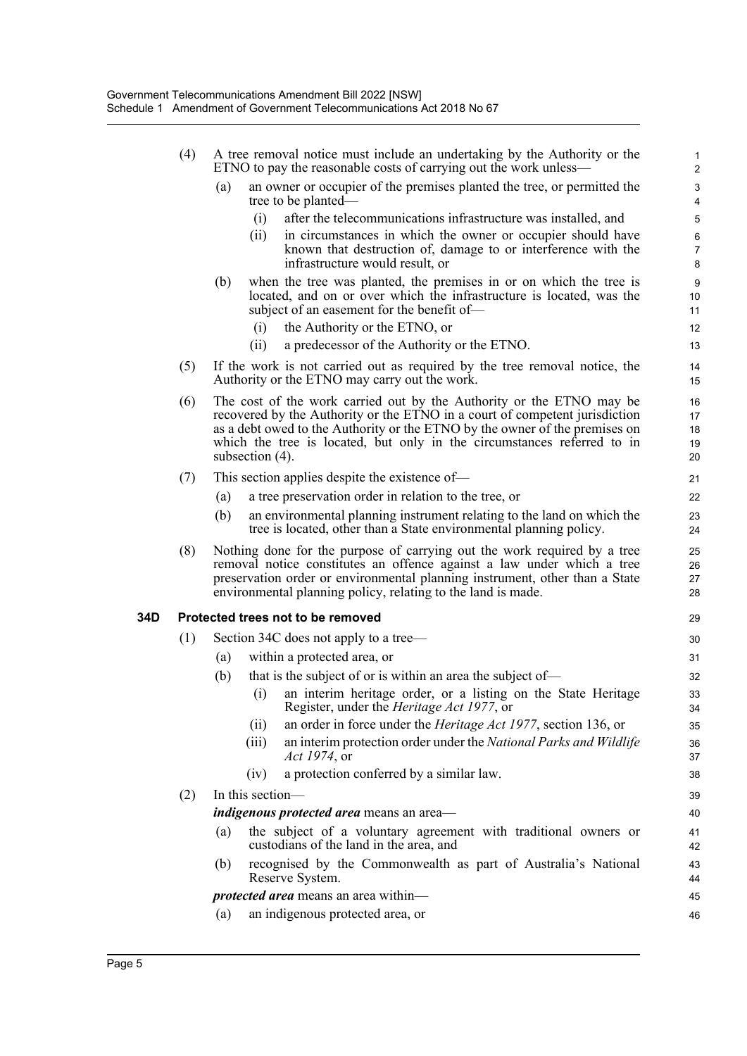(4) A tree removal notice must include an undertaking by the Authority or the ETNO to pay the reasonable costs of carrying out the work unless—

(a) an owner or occupier of the premises planted the tree, or permitted the tree to be planted—

(i) after the telecommunications infrastructure was installed, and

(ii) in circumstances in which the owner or occupier should have known that destruction of, damage to or interference with the infrastructure would result, or

(b) when the tree was planted, the premises in or on which the tree is located, and on or over which the infrastructure is located, was the subject of an easement for the benefit of—

(i) the Authority or the ETNO, or

(ii) a predecessor of the Authority or the ETNO.

(5) If the work is not carried out as required by the tree removal notice, the Authority or the ETNO may carry out the work.

(6) The cost of the work carried out by the Authority or the ETNO may be recovered by the Authority or the ETNO in a court of competent jurisdiction as a debt owed to the Authority or the ETNO by the owner of the premises on which the tree is located, but only in the circumstances referred to in subsection (4).

(7) This section applies despite the existence of—

(a) a tree preservation order in relation to the tree, or

(b) an environmental planning instrument relating to the land on which the tree is located, other than a State environmental planning policy.

(8) Nothing done for the purpose of carrying out the work required by a tree removal notice constitutes an offence against a law under which a tree preservation order or environmental planning instrument, other than a State environmental planning policy, relating to the land is made.

**34D Protected trees not to be removed**

(1) Section 34C does not apply to a tree—

(a) within a protected area, or

(b) that is the subject of or is within an area the subject of—

(i) an interim heritage order, or a listing on the State Heritage Register, under the *Heritage Act 1977*, or

(ii) an order in force under the *Heritage Act 1977*, section 136, or

(iii) an interim protection order under the *National Parks and Wildlife Act 1974*, or

(iv) a protection conferred by a similar law.

(2) In this section—

***indigenous protected area*** means an area—

(a) the subject of a voluntary agreement with traditional owners or custodians of the land in the area, and

(b) recognised by the Commonwealth as part of Australia's National Reserve System.

***protected area*** means an area within—

(a) an indigenous protected area, or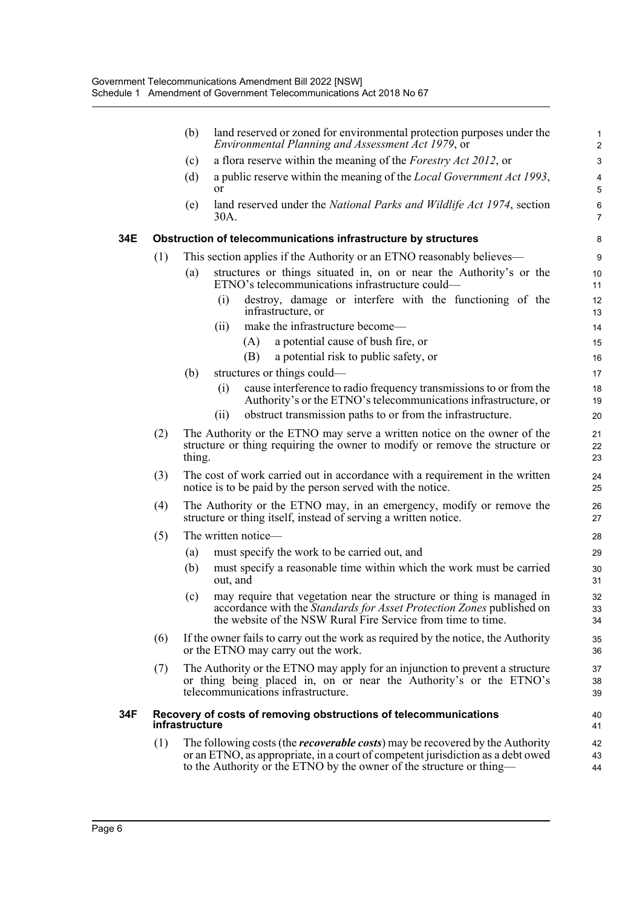(b) land reserved or zoned for environmental protection purposes under the *Environmental Planning and Assessment Act 1979*, or

(c) a flora reserve within the meaning of the *Forestry Act 2012*, or

(d) a public reserve within the meaning of the *Local Government Act 1993*, or

(e) land reserved under the *National Parks and Wildlife Act 1974*, section 30A.

### 34E Obstruction of telecommunications infrastructure by structures

(1) This section applies if the Authority or an ETNO reasonably believes—

(a) structures or things situated in, on or near the Authority's or the ETNO's telecommunications infrastructure could—

(i) destroy, damage or interfere with the functioning of the infrastructure, or

(ii) make the infrastructure become—

(A) a potential cause of bush fire, or

(B) a potential risk to public safety, or

(b) structures or things could—

(i) cause interference to radio frequency transmissions to or from the Authority's or the ETNO's telecommunications infrastructure, or

(ii) obstruct transmission paths to or from the infrastructure.

(2) The Authority or the ETNO may serve a written notice on the owner of the structure or thing requiring the owner to modify or remove the structure or thing.

(3) The cost of work carried out in accordance with a requirement in the written notice is to be paid by the person served with the notice.

(4) The Authority or the ETNO may, in an emergency, modify or remove the structure or thing itself, instead of serving a written notice.

(5) The written notice—

(a) must specify the work to be carried out, and

(b) must specify a reasonable time within which the work must be carried out, and

(c) may require that vegetation near the structure or thing is managed in accordance with the *Standards for Asset Protection Zones* published on the website of the NSW Rural Fire Service from time to time.

(6) If the owner fails to carry out the work as required by the notice, the Authority or the ETNO may carry out the work.

(7) The Authority or the ETNO may apply for an injunction to prevent a structure or thing being placed in, on or near the Authority's or the ETNO's telecommunications infrastructure.

### 34F Recovery of costs of removing obstructions of telecommunications infrastructure

(1) The following costs (the ***recoverable costs***) may be recovered by the Authority or an ETNO, as appropriate, in a court of competent jurisdiction as a debt owed to the Authority or the ETNO by the owner of the structure or thing—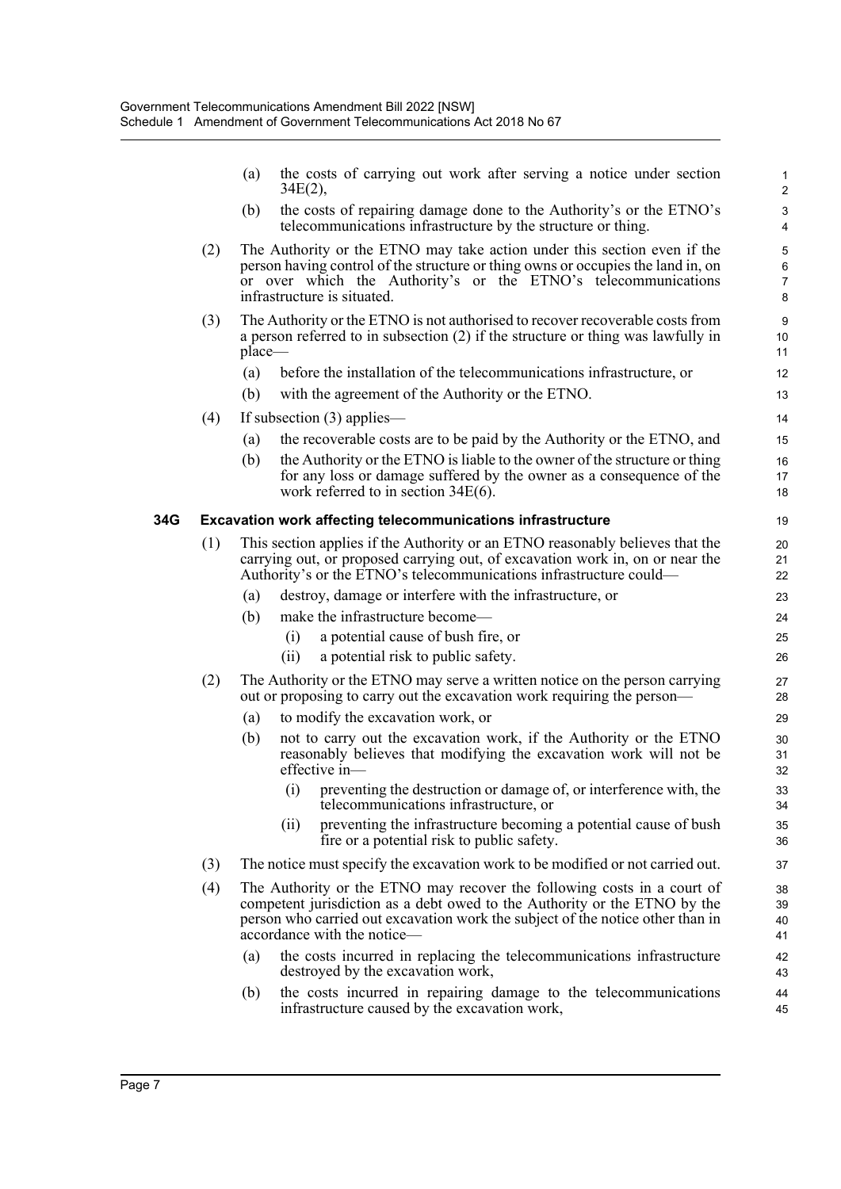(a) the costs of carrying out work after serving a notice under section 34E(2),

(b) the costs of repairing damage done to the Authority's or the ETNO's telecommunications infrastructure by the structure or thing.

(2) The Authority or the ETNO may take action under this section even if the person having control of the structure or thing owns or occupies the land in, on or over which the Authority's or the ETNO's telecommunications infrastructure is situated.

(3) The Authority or the ETNO is not authorised to recover recoverable costs from a person referred to in subsection (2) if the structure or thing was lawfully in place—

(a) before the installation of the telecommunications infrastructure, or

(b) with the agreement of the Authority or the ETNO.

(4) If subsection (3) applies—

(a) the recoverable costs are to be paid by the Authority or the ETNO, and

(b) the Authority or the ETNO is liable to the owner of the structure or thing for any loss or damage suffered by the owner as a consequence of the work referred to in section 34E(6).

**34G Excavation work affecting telecommunications infrastructure**

(1) This section applies if the Authority or an ETNO reasonably believes that the carrying out, or proposed carrying out, of excavation work in, on or near the Authority's or the ETNO's telecommunications infrastructure could—

(a) destroy, damage or interfere with the infrastructure, or

(b) make the infrastructure become—

(i) a potential cause of bush fire, or

(ii) a potential risk to public safety.

(2) The Authority or the ETNO may serve a written notice on the person carrying out or proposing to carry out the excavation work requiring the person—

(a) to modify the excavation work, or

(b) not to carry out the excavation work, if the Authority or the ETNO reasonably believes that modifying the excavation work will not be effective in—

(i) preventing the destruction or damage of, or interference with, the telecommunications infrastructure, or

(ii) preventing the infrastructure becoming a potential cause of bush fire or a potential risk to public safety.

(3) The notice must specify the excavation work to be modified or not carried out.

(4) The Authority or the ETNO may recover the following costs in a court of competent jurisdiction as a debt owed to the Authority or the ETNO by the person who carried out excavation work the subject of the notice other than in accordance with the notice—

(a) the costs incurred in replacing the telecommunications infrastructure destroyed by the excavation work,

(b) the costs incurred in repairing damage to the telecommunications infrastructure caused by the excavation work,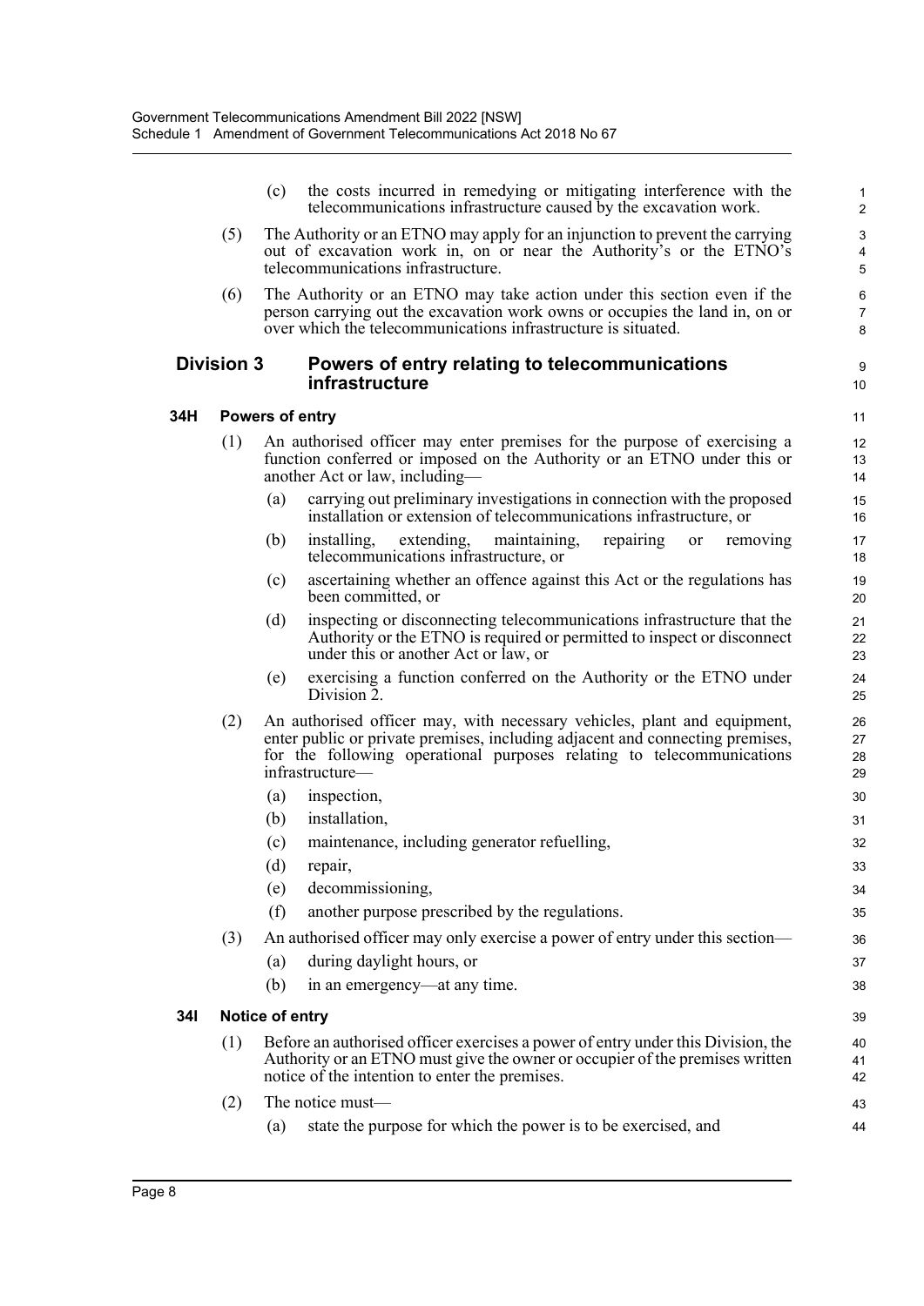(c) the costs incurred in remedying or mitigating interference with the telecommunications infrastructure caused by the excavation work.

(5) The Authority or an ETNO may apply for an injunction to prevent the carrying out of excavation work in, on or near the Authority's or the ETNO's telecommunications infrastructure.

(6) The Authority or an ETNO may take action under this section even if the person carrying out the excavation work owns or occupies the land in, on or over which the telecommunications infrastructure is situated.

## Division 3 Powers of entry relating to telecommunications infrastructure

### 34H Powers of entry

(1) An authorised officer may enter premises for the purpose of exercising a function conferred or imposed on the Authority or an ETNO under this or another Act or law, including—

(a) carrying out preliminary investigations in connection with the proposed installation or extension of telecommunications infrastructure, or

(b) installing, extending, maintaining, repairing or removing telecommunications infrastructure, or

(c) ascertaining whether an offence against this Act or the regulations has been committed, or

(d) inspecting or disconnecting telecommunications infrastructure that the Authority or the ETNO is required or permitted to inspect or disconnect under this or another Act or law, or

(e) exercising a function conferred on the Authority or the ETNO under Division 2.

(2) An authorised officer may, with necessary vehicles, plant and equipment, enter public or private premises, including adjacent and connecting premises, for the following operational purposes relating to telecommunications infrastructure—

(a) inspection,

(b) installation,

(c) maintenance, including generator refuelling,

(d) repair,

(e) decommissioning,

(f) another purpose prescribed by the regulations.

(3) An authorised officer may only exercise a power of entry under this section—

(a) during daylight hours, or

(b) in an emergency—at any time.

### 34I Notice of entry

(1) Before an authorised officer exercises a power of entry under this Division, the Authority or an ETNO must give the owner or occupier of the premises written notice of the intention to enter the premises.

(2) The notice must—

(a) state the purpose for which the power is to be exercised, and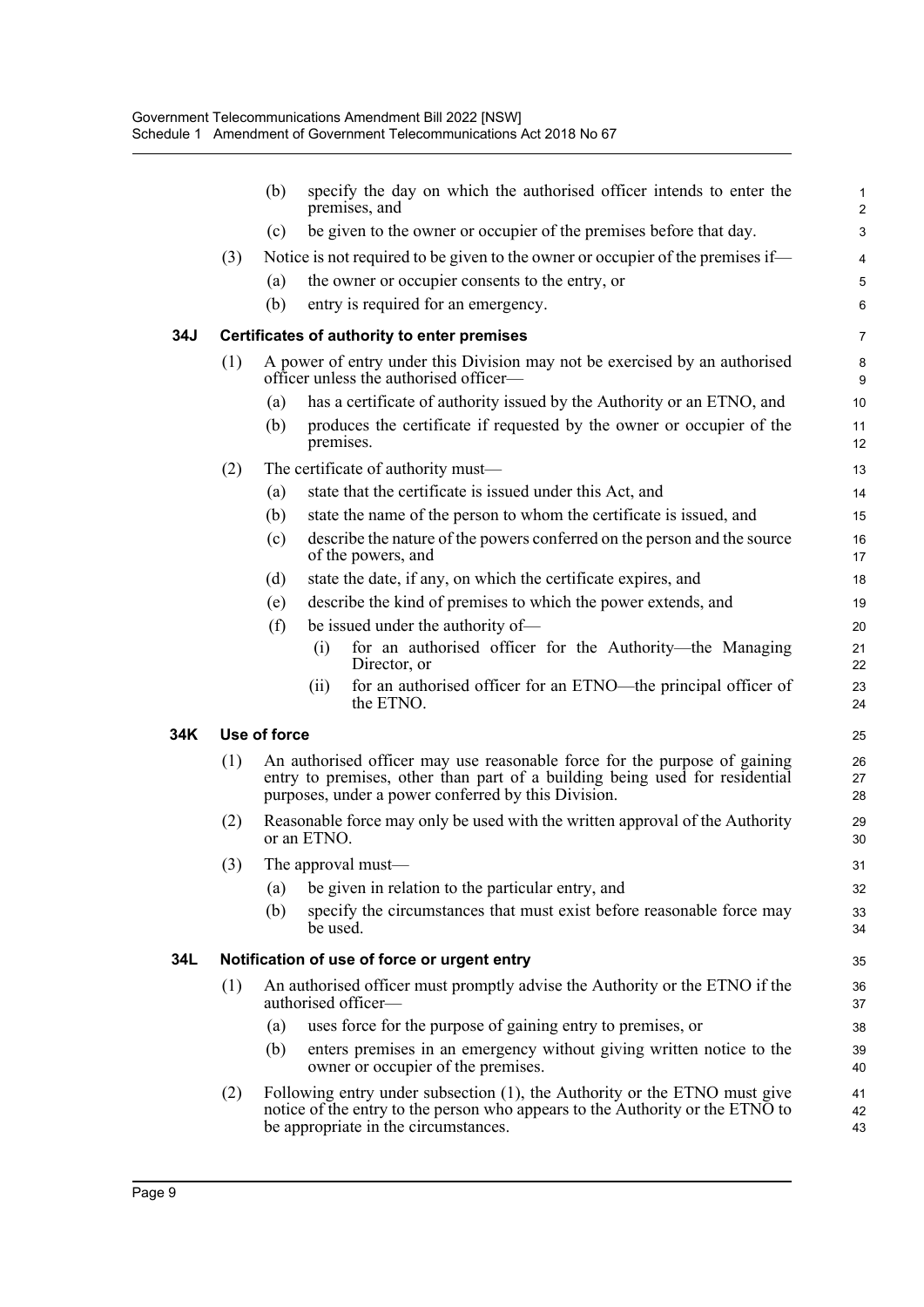(b) specify the day on which the authorised officer intends to enter the premises, and

(c) be given to the owner or occupier of the premises before that day.

(3) Notice is not required to be given to the owner or occupier of the premises if—

(a) the owner or occupier consents to the entry, or

(b) entry is required for an emergency.

### 34J Certificates of authority to enter premises

(1) A power of entry under this Division may not be exercised by an authorised officer unless the authorised officer—

(a) has a certificate of authority issued by the Authority or an ETNO, and

(b) produces the certificate if requested by the owner or occupier of the premises.

(2) The certificate of authority must—

(a) state that the certificate is issued under this Act, and

(b) state the name of the person to whom the certificate is issued, and

(c) describe the nature of the powers conferred on the person and the source of the powers, and

(d) state the date, if any, on which the certificate expires, and

(e) describe the kind of premises to which the power extends, and

(f) be issued under the authority of—

(i) for an authorised officer for the Authority—the Managing Director, or

(ii) for an authorised officer for an ETNO—the principal officer of the ETNO.

### 34K Use of force

(1) An authorised officer may use reasonable force for the purpose of gaining entry to premises, other than part of a building being used for residential purposes, under a power conferred by this Division.

(2) Reasonable force may only be used with the written approval of the Authority or an ETNO.

(3) The approval must—

(a) be given in relation to the particular entry, and

(b) specify the circumstances that must exist before reasonable force may be used.

### 34L Notification of use of force or urgent entry

(1) An authorised officer must promptly advise the Authority or the ETNO if the authorised officer—

(a) uses force for the purpose of gaining entry to premises, or

(b) enters premises in an emergency without giving written notice to the owner or occupier of the premises.

(2) Following entry under subsection (1), the Authority or the ETNO must give notice of the entry to the person who appears to the Authority or the ETNO to be appropriate in the circumstances.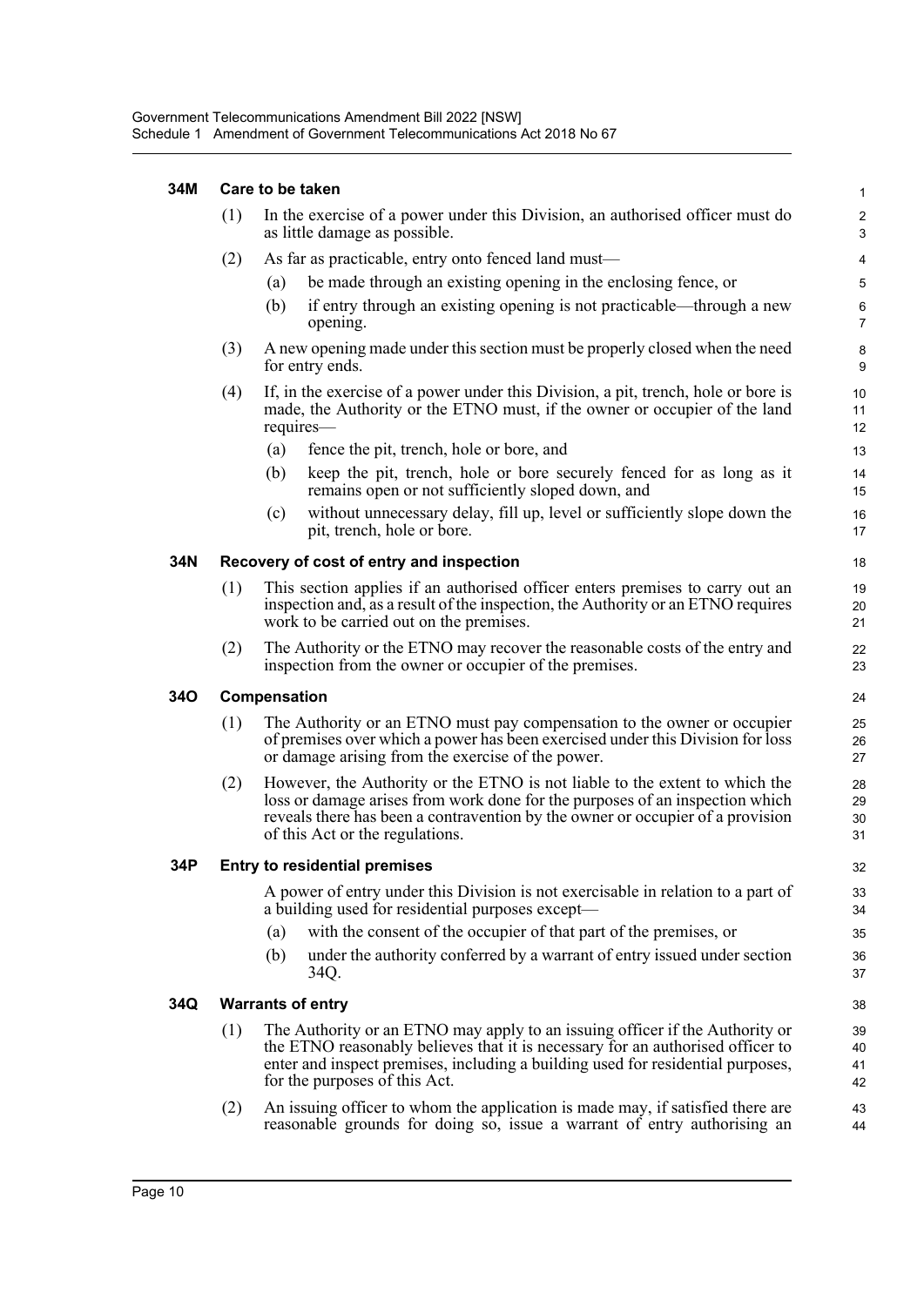**34M Care to be taken**

(1) In the exercise of a power under this Division, an authorised officer must do as little damage as possible.

(2) As far as practicable, entry onto fenced land must—

(a) be made through an existing opening in the enclosing fence, or

(b) if entry through an existing opening is not practicable—through a new opening.

(3) A new opening made under this section must be properly closed when the need for entry ends.

(4) If, in the exercise of a power under this Division, a pit, trench, hole or bore is made, the Authority or the ETNO must, if the owner or occupier of the land requires—

(a) fence the pit, trench, hole or bore, and

(b) keep the pit, trench, hole or bore securely fenced for as long as it remains open or not sufficiently sloped down, and

(c) without unnecessary delay, fill up, level or sufficiently slope down the pit, trench, hole or bore.

**34N Recovery of cost of entry and inspection**

(1) This section applies if an authorised officer enters premises to carry out an inspection and, as a result of the inspection, the Authority or an ETNO requires work to be carried out on the premises.

(2) The Authority or the ETNO may recover the reasonable costs of the entry and inspection from the owner or occupier of the premises.

**34O Compensation**

(1) The Authority or an ETNO must pay compensation to the owner or occupier of premises over which a power has been exercised under this Division for loss or damage arising from the exercise of the power.

(2) However, the Authority or the ETNO is not liable to the extent to which the loss or damage arises from work done for the purposes of an inspection which reveals there has been a contravention by the owner or occupier of a provision of this Act or the regulations.

**34P Entry to residential premises**

A power of entry under this Division is not exercisable in relation to a part of a building used for residential purposes except—

(a) with the consent of the occupier of that part of the premises, or

(b) under the authority conferred by a warrant of entry issued under section 34Q.

**34Q Warrants of entry**

(1) The Authority or an ETNO may apply to an issuing officer if the Authority or the ETNO reasonably believes that it is necessary for an authorised officer to enter and inspect premises, including a building used for residential purposes, for the purposes of this Act.

(2) An issuing officer to whom the application is made may, if satisfied there are reasonable grounds for doing so, issue a warrant of entry authorising an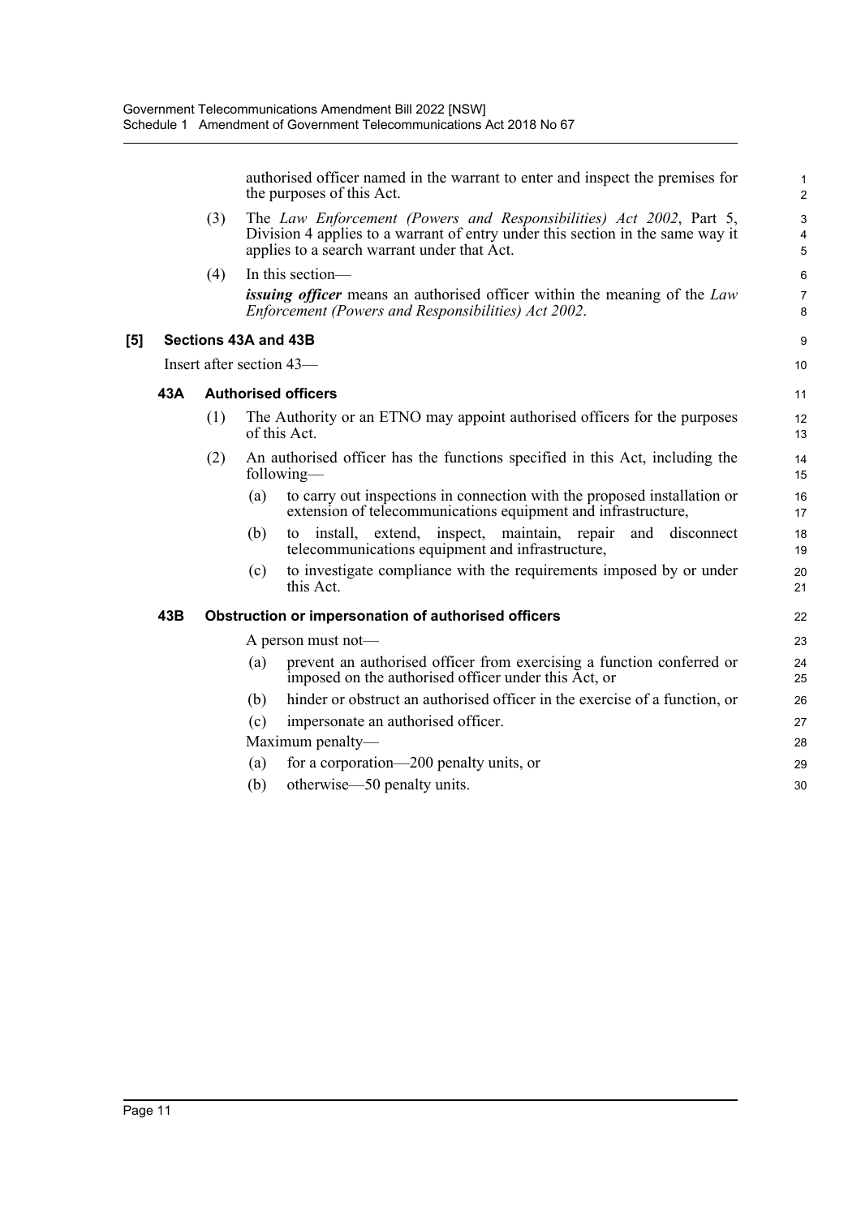authorised officer named in the warrant to enter and inspect the premises for the purposes of this Act.

(3) The *Law Enforcement (Powers and Responsibilities) Act 2002*, Part 5, Division 4 applies to a warrant of entry under this section in the same way it applies to a search warrant under that Act.

(4) In this section—

***issuing officer*** means an authorised officer within the meaning of the *Law Enforcement (Powers and Responsibilities) Act 2002*.

### [5] Sections 43A and 43B

Insert after section 43—

#### 43A Authorised officers

(1) The Authority or an ETNO may appoint authorised officers for the purposes of this Act.

(2) An authorised officer has the functions specified in this Act, including the following—

(a) to carry out inspections in connection with the proposed installation or extension of telecommunications equipment and infrastructure,

(b) to install, extend, inspect, maintain, repair and disconnect telecommunications equipment and infrastructure,

(c) to investigate compliance with the requirements imposed by or under this Act.

#### 43B Obstruction or impersonation of authorised officers

A person must not—

(a) prevent an authorised officer from exercising a function conferred or imposed on the authorised officer under this Act, or

(b) hinder or obstruct an authorised officer in the exercise of a function, or

(c) impersonate an authorised officer.

Maximum penalty—

(a) for a corporation—200 penalty units, or

(b) otherwise—50 penalty units.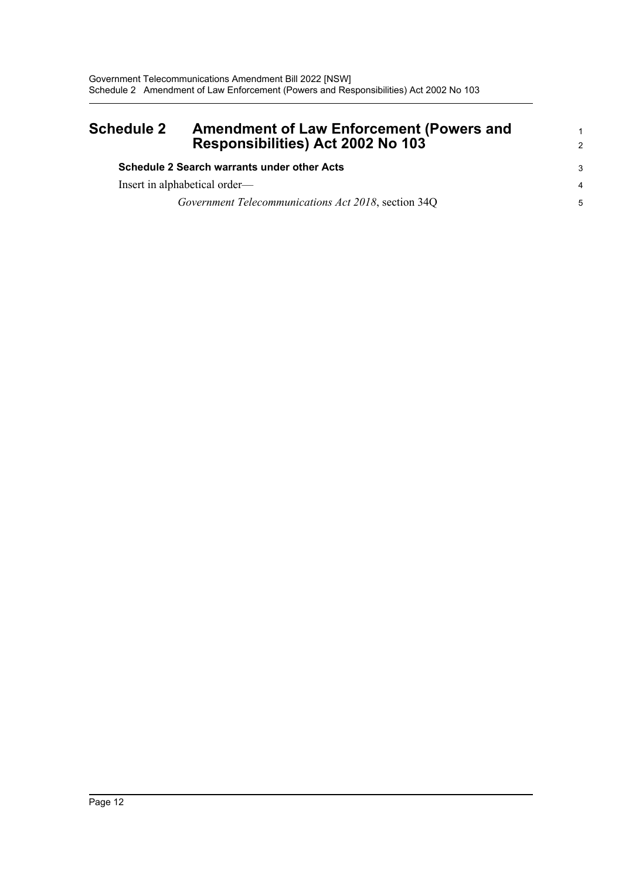# Schedule 2 Amendment of Law Enforcement (Powers and Responsibilities) Act 2002 No 103

**Schedule 2 Search warrants under other Acts**

Insert in alphabetical order—

*Government Telecommunications Act 2018*, section 34Q